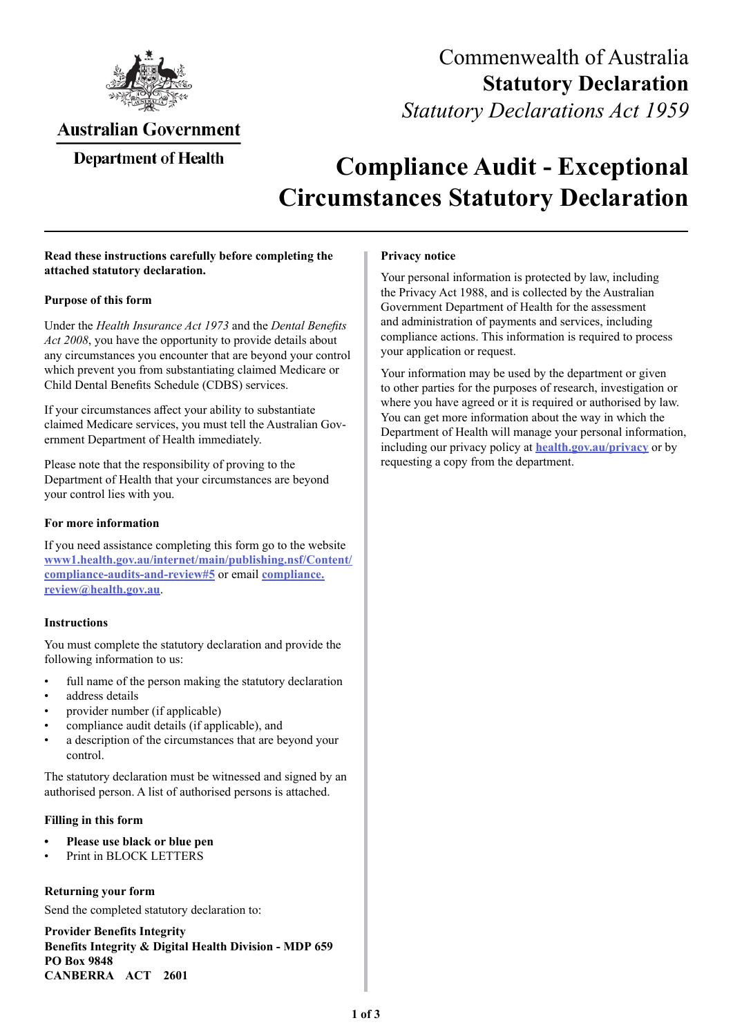Australian Government

Department of Health

Commenwealth of Australia

**Statutory Declaration**

*Statutory Declarations Act 1959*

# Compliance Audit - Exceptional Circumstances Statutory Declaration

**Read these instructions carefully before completing the attached statutory declaration.**

### Purpose of this form

Under the *Health Insurance Act 1973* and the *Dental Benefits Act 2008*, you have the opportunity to provide details about any circumstances you encounter that are beyond your control which prevent you from substantiating claimed Medicare or Child Dental Benefits Schedule (CDBS) services.

If your circumstances affect your ability to substantiate claimed Medicare services, you must tell the Australian Government Department of Health immediately.

Please note that the responsibility of proving to the Department of Health that your circumstances are beyond your control lies with you.

### For more information

If you need assistance completing this form go to the website **www1.health.gov.au/internet/main/publishing.nsf/Content/compliance-audits-and-review#5** or email **compliance.review@health.gov.au**.

### Instructions

You must complete the statutory declaration and provide the following information to us:

- full name of the person making the statutory declaration
- address details
- provider number (if applicable)
- compliance audit details (if applicable), and
- a description of the circumstances that are beyond your control.

The statutory declaration must be witnessed and signed by an authorised person. A list of authorised persons is attached.

### Filling in this form

- **Please use black or blue pen**
- Print in BLOCK LETTERS

### Returning your form

Send the completed statutory declaration to:

**Provider Benefits Integrity**
**Benefits Integrity & Digital Health Division - MDP 659**
**PO Box 9848**
**CANBERRA ACT 2601**

### Privacy notice

Your personal information is protected by law, including the Privacy Act 1988, and is collected by the Australian Government Department of Health for the assessment and administration of payments and services, including compliance actions. This information is required to process your application or request.

Your information may be used by the department or given to other parties for the purposes of research, investigation or where you have agreed or it is required or authorised by law. You can get more information about the way in which the Department of Health will manage your personal information, including our privacy policy at **health.gov.au/privacy** or by requesting a copy from the department.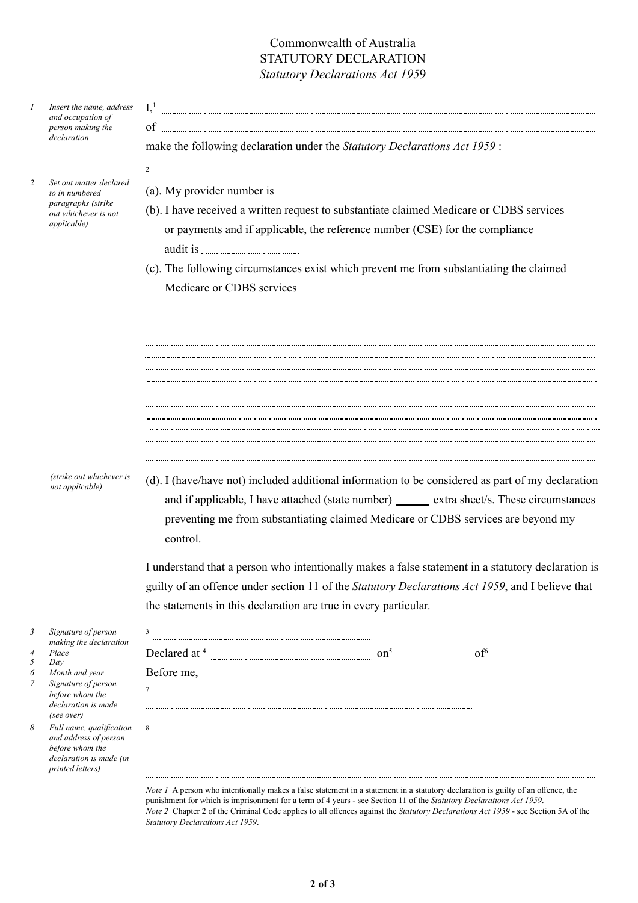# Commonwealth of Australia
## STATUTORY DECLARATION
*Statutory Declarations Act 1959*

| | |
|---|---|
| *1 Insert the name, address and occupation of person making the declaration* | I,[1] ........................................................................................................ |
| | of ........................................................................................................ |
| | make the following declaration under the *Statutory Declarations Act 1959* : |
| *2 Set out matter declared to in numbered paragraphs (strike out whichever is not applicable)* | [2] |
| | (a). My provider number is .................................. |
| | (b). I have received a written request to substantiate claimed Medicare or CDBS services or payments and if applicable, the reference number (CSE) for the compliance audit is .................................. |
| | (c). The following circumstances exist which prevent me from substantiating the claimed Medicare or CDBS services |
| | ........................................................................................................ |
| | ........................................................................................................ |
| | ........................................................................................................ |
| | ........................................................................................................ |
| | ........................................................................................................ |
| | ........................................................................................................ |
| | ........................................................................................................ |
| | ........................................................................................................ |
| | ........................................................................................................ |
| | ........................................................................................................ |
| | ........................................................................................................ |
| | ........................................................................................................ |
| | ........................................................................................................ |
| *(strike out whichever is not applicable)* | (d). I (have/have not) included additional information to be considered as part of my declaration and if applicable, I have attached (state number) ______ extra sheet/s. These circumstances preventing me from substantiating claimed Medicare or CDBS services are beyond my control. |

I understand that a person who intentionally makes a false statement in a statutory declaration is guilty of an offence under section 11 of the *Statutory Declarations Act 1959*, and I believe that the statements in this declaration are true in every particular.

| | |
|---|---|
| *3 Signature of person making the declaration* | [3] .................................................................. |
| *4 Place* <br> *5 Day* <br> *6 Month and year* | Declared at [4] .............................. on[5] .................. of[6] .............................. |
| *7 Signature of person before whom the declaration is made (see over)* | Before me, <br> [7] .................................................................. |
| *8 Full name, qualification and address of person before whom the declaration is made (in printed letters)* | [8] <br> ........................................................................................................ <br> ........................................................................................................ |

*Note 1* A person who intentionally makes a false statement in a statement in a statutory declaration is guilty of an offence, the punishment for which is imprisonment for a term of 4 years - see Section 11 of the *Statutory Declarations Act 1959*.
*Note 2* Chapter 2 of the Criminal Code applies to all offences against the *Statutory Declarations Act 1959* - see Section 5A of the *Statutory Declarations Act 1959*.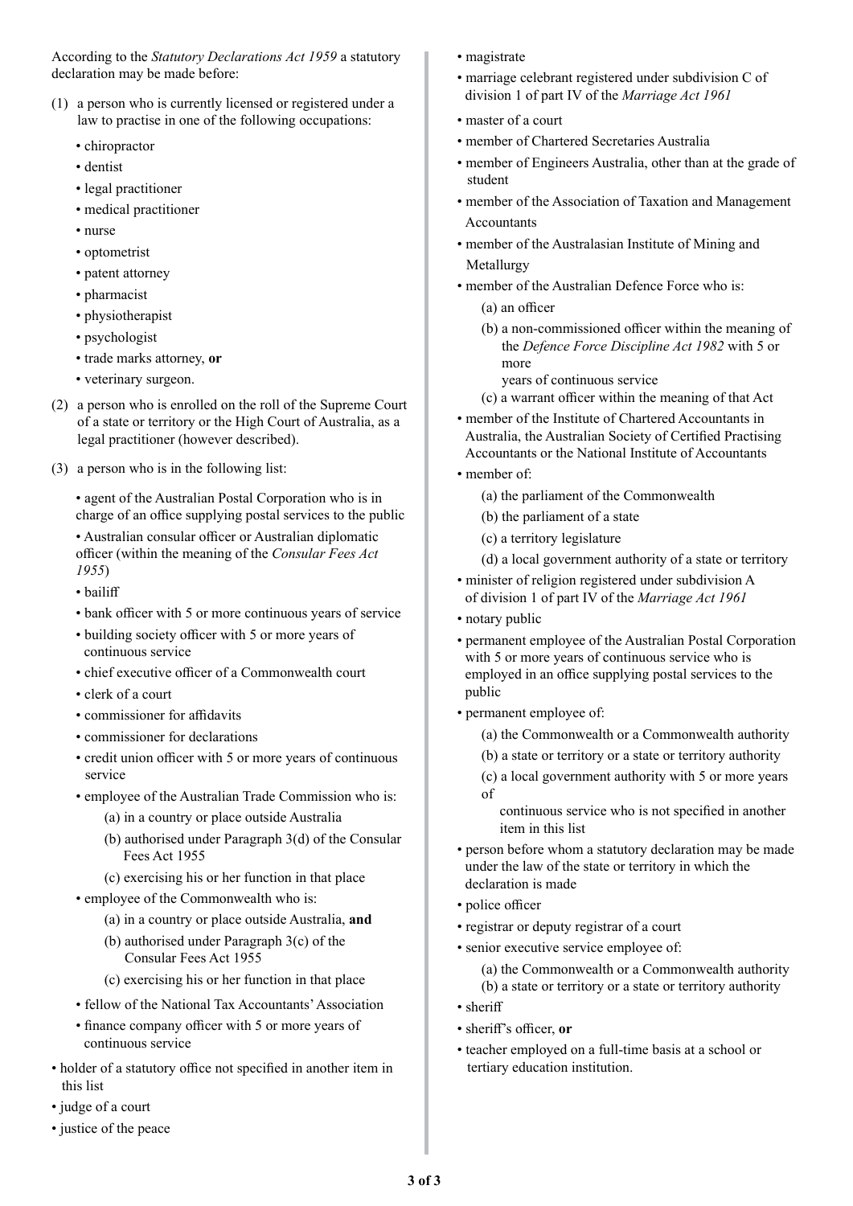According to the *Statutory Declarations Act 1959* a statutory declaration may be made before:

(1) a person who is currently licensed or registered under a law to practise in one of the following occupations:

- chiropractor
- dentist
- legal practitioner
- medical practitioner
- nurse
- optometrist
- patent attorney
- pharmacist
- physiotherapist
- psychologist
- trade marks attorney, **or**
- veterinary surgeon.

(2) a person who is enrolled on the roll of the Supreme Court of a state or territory or the High Court of Australia, as a legal practitioner (however described).

(3) a person who is in the following list:

- agent of the Australian Postal Corporation who is in charge of an office supplying postal services to the public
- Australian consular officer or Australian diplomatic officer (within the meaning of the *Consular Fees Act 1955*)
- bailiff
- bank officer with 5 or more continuous years of service
- building society officer with 5 or more years of continuous service
- chief executive officer of a Commonwealth court
- clerk of a court
- commissioner for affidavits
- commissioner for declarations
- credit union officer with 5 or more years of continuous service
- employee of the Australian Trade Commission who is:
  - (a) in a country or place outside Australia
  - (b) authorised under Paragraph 3(d) of the Consular Fees Act 1955
  - (c) exercising his or her function in that place
- employee of the Commonwealth who is:
  - (a) in a country or place outside Australia, **and**
  - (b) authorised under Paragraph 3(c) of the Consular Fees Act 1955
  - (c) exercising his or her function in that place
- fellow of the National Tax Accountants' Association
- finance company officer with 5 or more years of continuous service
- holder of a statutory office not specified in another item in this list
- judge of a court
- justice of the peace
- magistrate
- marriage celebrant registered under subdivision C of division 1 of part IV of the *Marriage Act 1961*
- master of a court
- member of Chartered Secretaries Australia
- member of Engineers Australia, other than at the grade of student
- member of the Association of Taxation and Management Accountants
- member of the Australasian Institute of Mining and Metallurgy
- member of the Australian Defence Force who is:
  - (a) an officer
  - (b) a non-commissioned officer within the meaning of the *Defence Force Discipline Act 1982* with 5 or more years of continuous service
  - (c) a warrant officer within the meaning of that Act
- member of the Institute of Chartered Accountants in Australia, the Australian Society of Certified Practising Accountants or the National Institute of Accountants
- member of:
  - (a) the parliament of the Commonwealth
  - (b) the parliament of a state
  - (c) a territory legislature
  - (d) a local government authority of a state or territory
- minister of religion registered under subdivision A of division 1 of part IV of the *Marriage Act 1961*
- notary public
- permanent employee of the Australian Postal Corporation with 5 or more years of continuous service who is employed in an office supplying postal services to the public
- permanent employee of:
  - (a) the Commonwealth or a Commonwealth authority
  - (b) a state or territory or a state or territory authority
  - (c) a local government authority with 5 or more years of continuous service who is not specified in another item in this list
- person before whom a statutory declaration may be made under the law of the state or territory in which the declaration is made
- police officer
- registrar or deputy registrar of a court
- senior executive service employee of:
  - (a) the Commonwealth or a Commonwealth authority
  - (b) a state or territory or a state or territory authority
- sheriff
- sheriff's officer, **or**
- teacher employed on a full-time basis at a school or tertiary education institution.